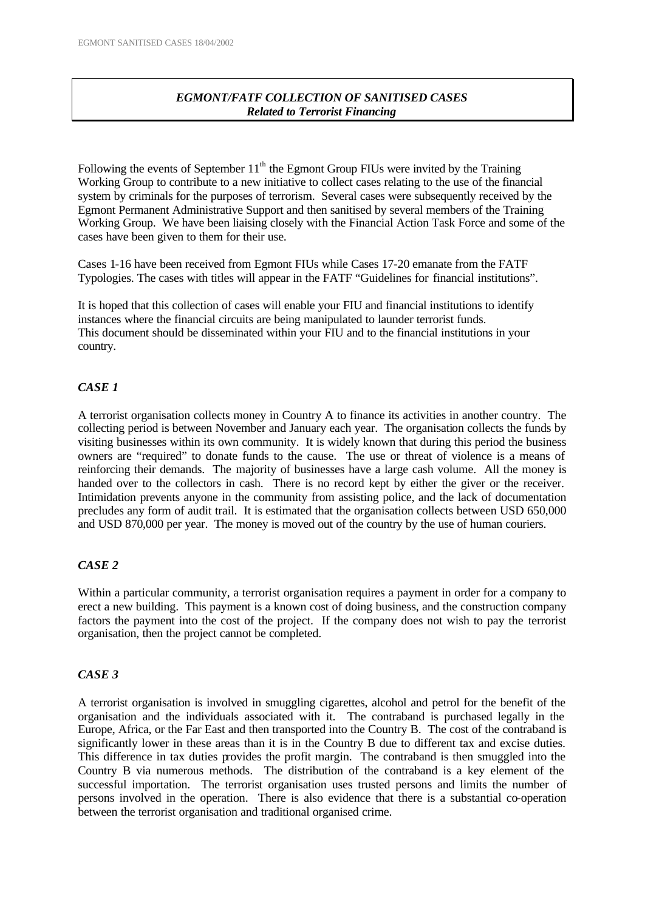***EGMONT/FATF COLLECTION OF SANITISED CASES***
***Related to Terrorist Financing***

Following the events of September 11th the Egmont Group FIUs were invited by the Training Working Group to contribute to a new initiative to collect cases relating to the use of the financial system by criminals for the purposes of terrorism. Several cases were subsequently received by the Egmont Permanent Administrative Support and then sanitised by several members of the Training Working Group. We have been liaising closely with the Financial Action Task Force and some of the cases have been given to them for their use.

Cases 1-16 have been received from Egmont FIUs while Cases 17-20 emanate from the FATF Typologies. The cases with titles will appear in the FATF "Guidelines for financial institutions".

It is hoped that this collection of cases will enable your FIU and financial institutions to identify instances where the financial circuits are being manipulated to launder terrorist funds. This document should be disseminated within your FIU and to the financial institutions in your country.

***CASE 1***

A terrorist organisation collects money in Country A to finance its activities in another country. The collecting period is between November and January each year. The organisation collects the funds by visiting businesses within its own community. It is widely known that during this period the business owners are "required" to donate funds to the cause. The use or threat of violence is a means of reinforcing their demands. The majority of businesses have a large cash volume. All the money is handed over to the collectors in cash. There is no record kept by either the giver or the receiver. Intimidation prevents anyone in the community from assisting police, and the lack of documentation precludes any form of audit trail. It is estimated that the organisation collects between USD 650,000 and USD 870,000 per year. The money is moved out of the country by the use of human couriers.

***CASE 2***

Within a particular community, a terrorist organisation requires a payment in order for a company to erect a new building. This payment is a known cost of doing business, and the construction company factors the payment into the cost of the project. If the company does not wish to pay the terrorist organisation, then the project cannot be completed.

***CASE 3***

A terrorist organisation is involved in smuggling cigarettes, alcohol and petrol for the benefit of the organisation and the individuals associated with it. The contraband is purchased legally in the Europe, Africa, or the Far East and then transported into the Country B. The cost of the contraband is significantly lower in these areas than it is in the Country B due to different tax and excise duties. This difference in tax duties provides the profit margin. The contraband is then smuggled into the Country B via numerous methods. The distribution of the contraband is a key element of the successful importation. The terrorist organisation uses trusted persons and limits the number of persons involved in the operation. There is also evidence that there is a substantial co-operation between the terrorist organisation and traditional organised crime.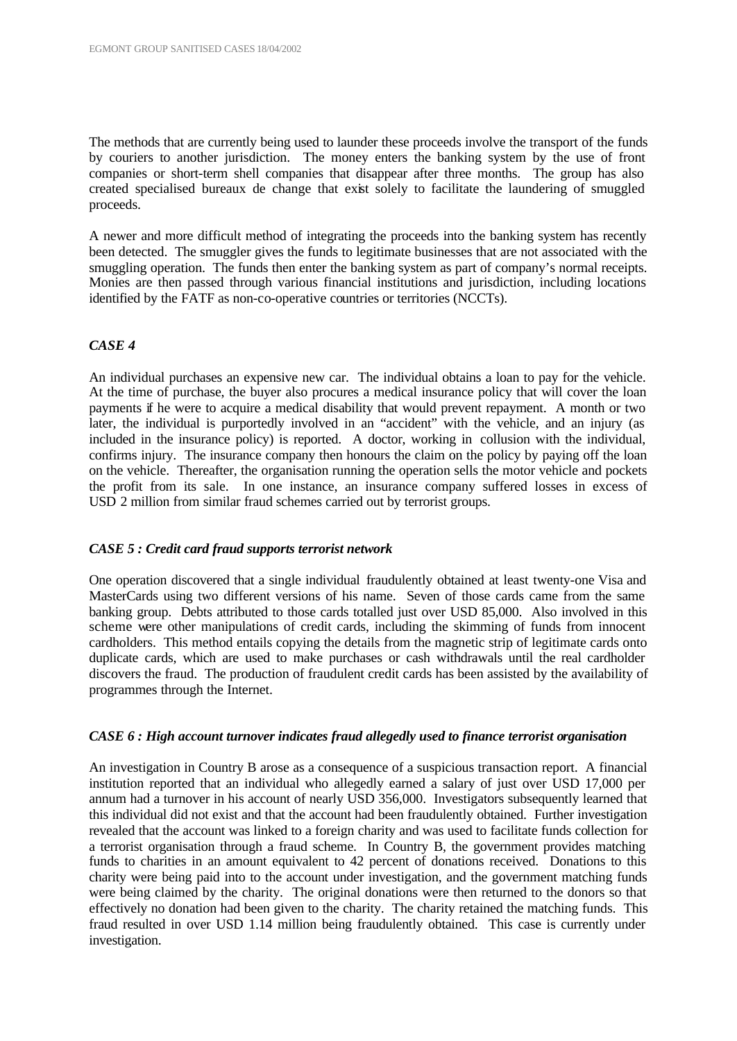The methods that are currently being used to launder these proceeds involve the transport of the funds by couriers to another jurisdiction. The money enters the banking system by the use of front companies or short-term shell companies that disappear after three months. The group has also created specialised bureaux de change that exist solely to facilitate the laundering of smuggled proceeds.

A newer and more difficult method of integrating the proceeds into the banking system has recently been detected. The smuggler gives the funds to legitimate businesses that are not associated with the smuggling operation. The funds then enter the banking system as part of company's normal receipts. Monies are then passed through various financial institutions and jurisdiction, including locations identified by the FATF as non-co-operative countries or territories (NCCTs).

### *CASE 4*

An individual purchases an expensive new car. The individual obtains a loan to pay for the vehicle. At the time of purchase, the buyer also procures a medical insurance policy that will cover the loan payments if he were to acquire a medical disability that would prevent repayment. A month or two later, the individual is purportedly involved in an "accident" with the vehicle, and an injury (as included in the insurance policy) is reported. A doctor, working in collusion with the individual, confirms injury. The insurance company then honours the claim on the policy by paying off the loan on the vehicle. Thereafter, the organisation running the operation sells the motor vehicle and pockets the profit from its sale. In one instance, an insurance company suffered losses in excess of USD 2 million from similar fraud schemes carried out by terrorist groups.

### *CASE 5 : Credit card fraud supports terrorist network*

One operation discovered that a single individual fraudulently obtained at least twenty-one Visa and MasterCards using two different versions of his name. Seven of those cards came from the same banking group. Debts attributed to those cards totalled just over USD 85,000. Also involved in this scheme were other manipulations of credit cards, including the skimming of funds from innocent cardholders. This method entails copying the details from the magnetic strip of legitimate cards onto duplicate cards, which are used to make purchases or cash withdrawals until the real cardholder discovers the fraud. The production of fraudulent credit cards has been assisted by the availability of programmes through the Internet.

### *CASE 6 : High account turnover indicates fraud allegedly used to finance terrorist organisation*

An investigation in Country B arose as a consequence of a suspicious transaction report. A financial institution reported that an individual who allegedly earned a salary of just over USD 17,000 per annum had a turnover in his account of nearly USD 356,000. Investigators subsequently learned that this individual did not exist and that the account had been fraudulently obtained. Further investigation revealed that the account was linked to a foreign charity and was used to facilitate funds collection for a terrorist organisation through a fraud scheme. In Country B, the government provides matching funds to charities in an amount equivalent to 42 percent of donations received. Donations to this charity were being paid into to the account under investigation, and the government matching funds were being claimed by the charity. The original donations were then returned to the donors so that effectively no donation had been given to the charity. The charity retained the matching funds. This fraud resulted in over USD 1.14 million being fraudulently obtained. This case is currently under investigation.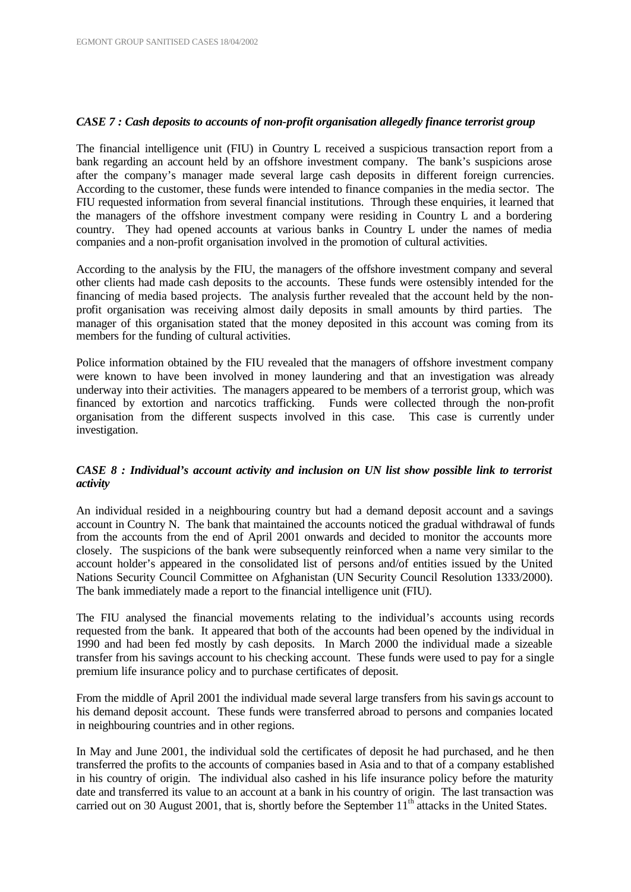### *CASE 7 : Cash deposits to accounts of non-profit organisation allegedly finance terrorist group*

The financial intelligence unit (FIU) in Country L received a suspicious transaction report from a bank regarding an account held by an offshore investment company. The bank's suspicions arose after the company's manager made several large cash deposits in different foreign currencies. According to the customer, these funds were intended to finance companies in the media sector. The FIU requested information from several financial institutions. Through these enquiries, it learned that the managers of the offshore investment company were residing in Country L and a bordering country. They had opened accounts at various banks in Country L under the names of media companies and a non-profit organisation involved in the promotion of cultural activities.

According to the analysis by the FIU, the managers of the offshore investment company and several other clients had made cash deposits to the accounts. These funds were ostensibly intended for the financing of media based projects. The analysis further revealed that the account held by the non-profit organisation was receiving almost daily deposits in small amounts by third parties. The manager of this organisation stated that the money deposited in this account was coming from its members for the funding of cultural activities.

Police information obtained by the FIU revealed that the managers of offshore investment company were known to have been involved in money laundering and that an investigation was already underway into their activities. The managers appeared to be members of a terrorist group, which was financed by extortion and narcotics trafficking. Funds were collected through the non-profit organisation from the different suspects involved in this case. This case is currently under investigation.

### *CASE 8 : Individual's account activity and inclusion on UN list show possible link to terrorist activity*

An individual resided in a neighbouring country but had a demand deposit account and a savings account in Country N. The bank that maintained the accounts noticed the gradual withdrawal of funds from the accounts from the end of April 2001 onwards and decided to monitor the accounts more closely. The suspicions of the bank were subsequently reinforced when a name very similar to the account holder's appeared in the consolidated list of persons and/of entities issued by the United Nations Security Council Committee on Afghanistan (UN Security Council Resolution 1333/2000). The bank immediately made a report to the financial intelligence unit (FIU).

The FIU analysed the financial movements relating to the individual's accounts using records requested from the bank. It appeared that both of the accounts had been opened by the individual in 1990 and had been fed mostly by cash deposits. In March 2000 the individual made a sizeable transfer from his savings account to his checking account. These funds were used to pay for a single premium life insurance policy and to purchase certificates of deposit.

From the middle of April 2001 the individual made several large transfers from his savings account to his demand deposit account. These funds were transferred abroad to persons and companies located in neighbouring countries and in other regions.

In May and June 2001, the individual sold the certificates of deposit he had purchased, and he then transferred the profits to the accounts of companies based in Asia and to that of a company established in his country of origin. The individual also cashed in his life insurance policy before the maturity date and transferred its value to an account at a bank in his country of origin. The last transaction was carried out on 30 August 2001, that is, shortly before the September 11th attacks in the United States.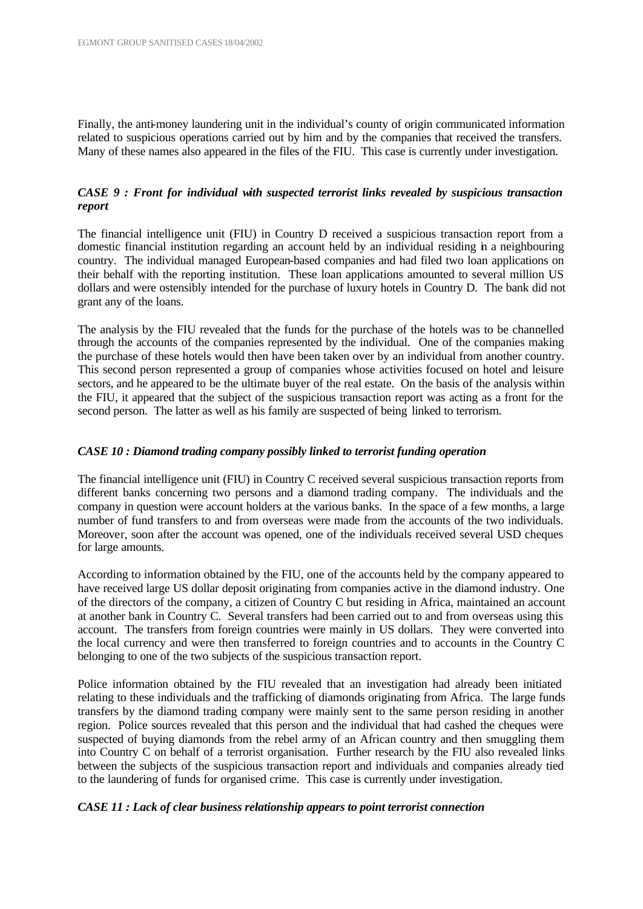Finally, the anti-money laundering unit in the individual's county of origin communicated information related to suspicious operations carried out by him and by the companies that received the transfers. Many of these names also appeared in the files of the FIU. This case is currently under investigation.

### *CASE 9 : Front for individual with suspected terrorist links revealed by suspicious transaction report*

The financial intelligence unit (FIU) in Country D received a suspicious transaction report from a domestic financial institution regarding an account held by an individual residing in a neighbouring country. The individual managed European-based companies and had filed two loan applications on their behalf with the reporting institution. These loan applications amounted to several million US dollars and were ostensibly intended for the purchase of luxury hotels in Country D. The bank did not grant any of the loans.

The analysis by the FIU revealed that the funds for the purchase of the hotels was to be channelled through the accounts of the companies represented by the individual. One of the companies making the purchase of these hotels would then have been taken over by an individual from another country. This second person represented a group of companies whose activities focused on hotel and leisure sectors, and he appeared to be the ultimate buyer of the real estate. On the basis of the analysis within the FIU, it appeared that the subject of the suspicious transaction report was acting as a front for the second person. The latter as well as his family are suspected of being linked to terrorism.

### *CASE 10 : Diamond trading company possibly linked to terrorist funding operation*

The financial intelligence unit (FIU) in Country C received several suspicious transaction reports from different banks concerning two persons and a diamond trading company. The individuals and the company in question were account holders at the various banks. In the space of a few months, a large number of fund transfers to and from overseas were made from the accounts of the two individuals. Moreover, soon after the account was opened, one of the individuals received several USD cheques for large amounts.

According to information obtained by the FIU, one of the accounts held by the company appeared to have received large US dollar deposit originating from companies active in the diamond industry. One of the directors of the company, a citizen of Country C but residing in Africa, maintained an account at another bank in Country C. Several transfers had been carried out to and from overseas using this account. The transfers from foreign countries were mainly in US dollars. They were converted into the local currency and were then transferred to foreign countries and to accounts in the Country C belonging to one of the two subjects of the suspicious transaction report.

Police information obtained by the FIU revealed that an investigation had already been initiated relating to these individuals and the trafficking of diamonds originating from Africa. The large funds transfers by the diamond trading company were mainly sent to the same person residing in another region. Police sources revealed that this person and the individual that had cashed the cheques were suspected of buying diamonds from the rebel army of an African country and then smuggling them into Country C on behalf of a terrorist organisation. Further research by the FIU also revealed links between the subjects of the suspicious transaction report and individuals and companies already tied to the laundering of funds for organised crime. This case is currently under investigation.

### *CASE 11 : Lack of clear business relationship appears to point terrorist connection*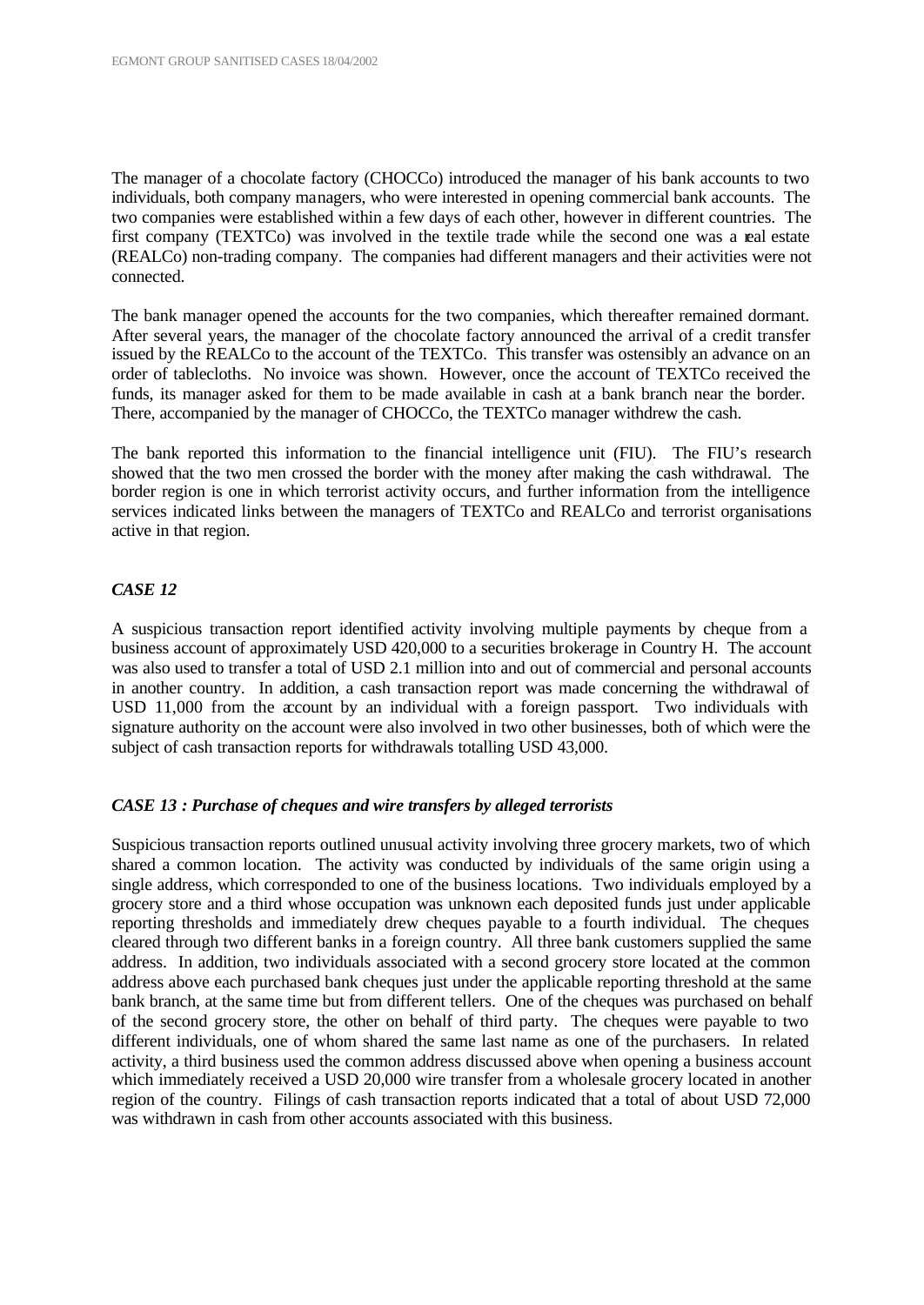The manager of a chocolate factory (CHOCCo) introduced the manager of his bank accounts to two individuals, both company managers, who were interested in opening commercial bank accounts. The two companies were established within a few days of each other, however in different countries. The first company (TEXTCo) was involved in the textile trade while the second one was a real estate (REALCo) non-trading company. The companies had different managers and their activities were not connected.

The bank manager opened the accounts for the two companies, which thereafter remained dormant. After several years, the manager of the chocolate factory announced the arrival of a credit transfer issued by the REALCo to the account of the TEXTCo. This transfer was ostensibly an advance on an order of tablecloths. No invoice was shown. However, once the account of TEXTCo received the funds, its manager asked for them to be made available in cash at a bank branch near the border. There, accompanied by the manager of CHOCCo, the TEXTCo manager withdrew the cash.

The bank reported this information to the financial intelligence unit (FIU). The FIU's research showed that the two men crossed the border with the money after making the cash withdrawal. The border region is one in which terrorist activity occurs, and further information from the intelligence services indicated links between the managers of TEXTCo and REALCo and terrorist organisations active in that region.

### *CASE 12*

A suspicious transaction report identified activity involving multiple payments by cheque from a business account of approximately USD 420,000 to a securities brokerage in Country H. The account was also used to transfer a total of USD 2.1 million into and out of commercial and personal accounts in another country. In addition, a cash transaction report was made concerning the withdrawal of USD 11,000 from the account by an individual with a foreign passport. Two individuals with signature authority on the account were also involved in two other businesses, both of which were the subject of cash transaction reports for withdrawals totalling USD 43,000.

### *CASE 13 : Purchase of cheques and wire transfers by alleged terrorists*

Suspicious transaction reports outlined unusual activity involving three grocery markets, two of which shared a common location. The activity was conducted by individuals of the same origin using a single address, which corresponded to one of the business locations. Two individuals employed by a grocery store and a third whose occupation was unknown each deposited funds just under applicable reporting thresholds and immediately drew cheques payable to a fourth individual. The cheques cleared through two different banks in a foreign country. All three bank customers supplied the same address. In addition, two individuals associated with a second grocery store located at the common address above each purchased bank cheques just under the applicable reporting threshold at the same bank branch, at the same time but from different tellers. One of the cheques was purchased on behalf of the second grocery store, the other on behalf of third party. The cheques were payable to two different individuals, one of whom shared the same last name as one of the purchasers. In related activity, a third business used the common address discussed above when opening a business account which immediately received a USD 20,000 wire transfer from a wholesale grocery located in another region of the country. Filings of cash transaction reports indicated that a total of about USD 72,000 was withdrawn in cash from other accounts associated with this business.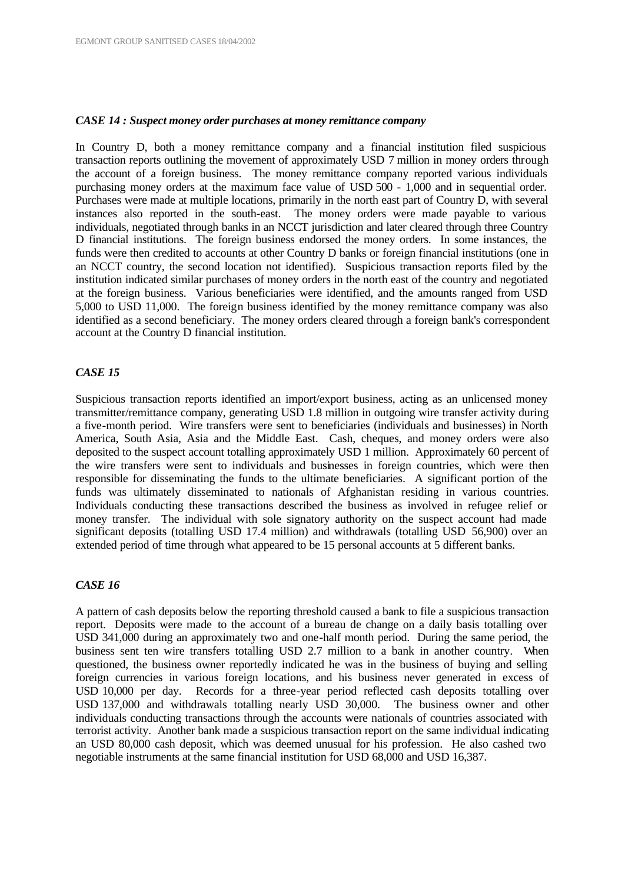### *CASE 14 : Suspect money order purchases at money remittance company*

In Country D, both a money remittance company and a financial institution filed suspicious transaction reports outlining the movement of approximately USD 7 million in money orders through the account of a foreign business. The money remittance company reported various individuals purchasing money orders at the maximum face value of USD 500 - 1,000 and in sequential order. Purchases were made at multiple locations, primarily in the north east part of Country D, with several instances also reported in the south-east. The money orders were made payable to various individuals, negotiated through banks in an NCCT jurisdiction and later cleared through three Country D financial institutions. The foreign business endorsed the money orders. In some instances, the funds were then credited to accounts at other Country D banks or foreign financial institutions (one in an NCCT country, the second location not identified). Suspicious transaction reports filed by the institution indicated similar purchases of money orders in the north east of the country and negotiated at the foreign business. Various beneficiaries were identified, and the amounts ranged from USD 5,000 to USD 11,000. The foreign business identified by the money remittance company was also identified as a second beneficiary. The money orders cleared through a foreign bank's correspondent account at the Country D financial institution.

### *CASE 15*

Suspicious transaction reports identified an import/export business, acting as an unlicensed money transmitter/remittance company, generating USD 1.8 million in outgoing wire transfer activity during a five-month period. Wire transfers were sent to beneficiaries (individuals and businesses) in North America, South Asia, Asia and the Middle East. Cash, cheques, and money orders were also deposited to the suspect account totalling approximately USD 1 million. Approximately 60 percent of the wire transfers were sent to individuals and businesses in foreign countries, which were then responsible for disseminating the funds to the ultimate beneficiaries. A significant portion of the funds was ultimately disseminated to nationals of Afghanistan residing in various countries. Individuals conducting these transactions described the business as involved in refugee relief or money transfer. The individual with sole signatory authority on the suspect account had made significant deposits (totalling USD 17.4 million) and withdrawals (totalling USD 56,900) over an extended period of time through what appeared to be 15 personal accounts at 5 different banks.

### *CASE 16*

A pattern of cash deposits below the reporting threshold caused a bank to file a suspicious transaction report. Deposits were made to the account of a bureau de change on a daily basis totalling over USD 341,000 during an approximately two and one-half month period. During the same period, the business sent ten wire transfers totalling USD 2.7 million to a bank in another country. When questioned, the business owner reportedly indicated he was in the business of buying and selling foreign currencies in various foreign locations, and his business never generated in excess of USD 10,000 per day. Records for a three-year period reflected cash deposits totalling over USD 137,000 and withdrawals totalling nearly USD 30,000. The business owner and other individuals conducting transactions through the accounts were nationals of countries associated with terrorist activity. Another bank made a suspicious transaction report on the same individual indicating an USD 80,000 cash deposit, which was deemed unusual for his profession. He also cashed two negotiable instruments at the same financial institution for USD 68,000 and USD 16,387.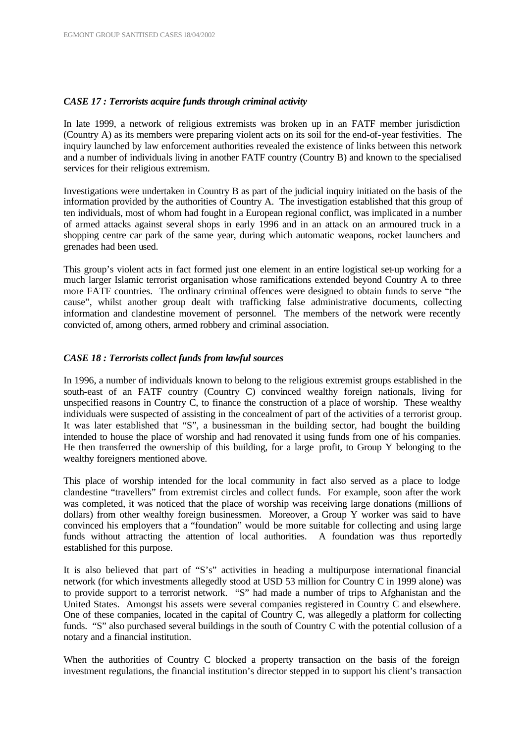### *CASE 17 : Terrorists acquire funds through criminal activity*

In late 1999, a network of religious extremists was broken up in an FATF member jurisdiction (Country A) as its members were preparing violent acts on its soil for the end-of-year festivities. The inquiry launched by law enforcement authorities revealed the existence of links between this network and a number of individuals living in another FATF country (Country B) and known to the specialised services for their religious extremism.

Investigations were undertaken in Country B as part of the judicial inquiry initiated on the basis of the information provided by the authorities of Country A. The investigation established that this group of ten individuals, most of whom had fought in a European regional conflict, was implicated in a number of armed attacks against several shops in early 1996 and in an attack on an armoured truck in a shopping centre car park of the same year, during which automatic weapons, rocket launchers and grenades had been used.

This group's violent acts in fact formed just one element in an entire logistical set-up working for a much larger Islamic terrorist organisation whose ramifications extended beyond Country A to three more FATF countries. The ordinary criminal offences were designed to obtain funds to serve "the cause", whilst another group dealt with trafficking false administrative documents, collecting information and clandestine movement of personnel. The members of the network were recently convicted of, among others, armed robbery and criminal association.

### *CASE 18 : Terrorists collect funds from lawful sources*

In 1996, a number of individuals known to belong to the religious extremist groups established in the south-east of an FATF country (Country C) convinced wealthy foreign nationals, living for unspecified reasons in Country C, to finance the construction of a place of worship. These wealthy individuals were suspected of assisting in the concealment of part of the activities of a terrorist group. It was later established that "S", a businessman in the building sector, had bought the building intended to house the place of worship and had renovated it using funds from one of his companies. He then transferred the ownership of this building, for a large profit, to Group Y belonging to the wealthy foreigners mentioned above.

This place of worship intended for the local community in fact also served as a place to lodge clandestine "travellers" from extremist circles and collect funds. For example, soon after the work was completed, it was noticed that the place of worship was receiving large donations (millions of dollars) from other wealthy foreign businessmen. Moreover, a Group Y worker was said to have convinced his employers that a "foundation" would be more suitable for collecting and using large funds without attracting the attention of local authorities. A foundation was thus reportedly established for this purpose.

It is also believed that part of "S's" activities in heading a multipurpose international financial network (for which investments allegedly stood at USD 53 million for Country C in 1999 alone) was to provide support to a terrorist network. "S" had made a number of trips to Afghanistan and the United States. Amongst his assets were several companies registered in Country C and elsewhere. One of these companies, located in the capital of Country C, was allegedly a platform for collecting funds. "S" also purchased several buildings in the south of Country C with the potential collusion of a notary and a financial institution.

When the authorities of Country C blocked a property transaction on the basis of the foreign investment regulations, the financial institution's director stepped in to support his client's transaction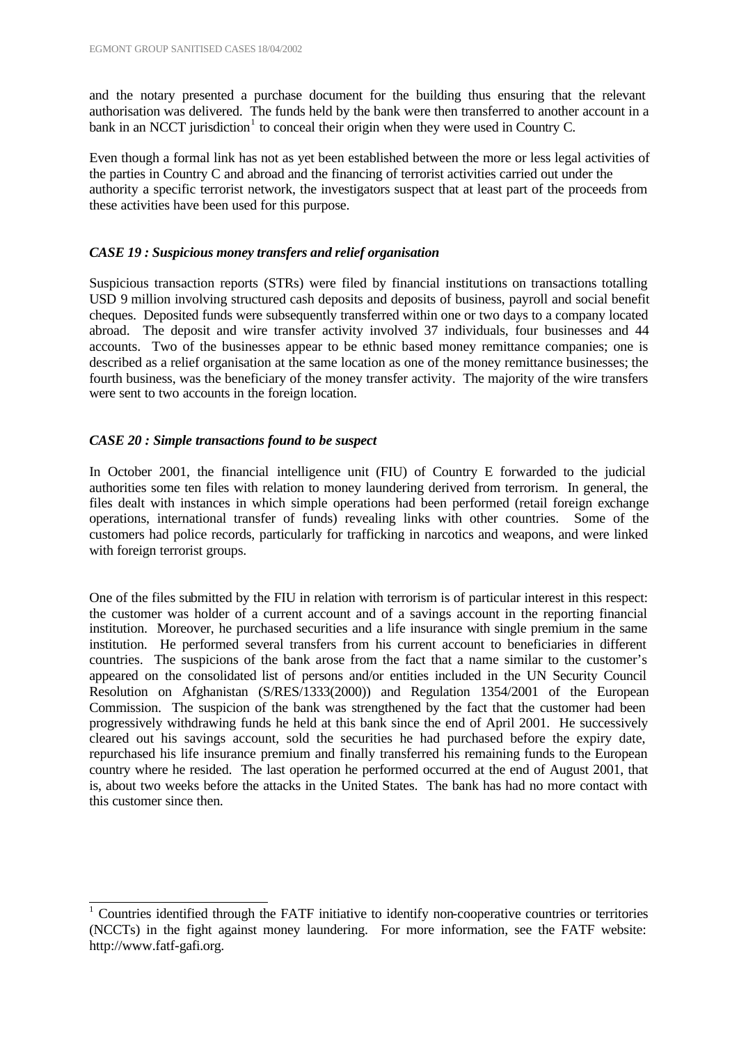and the notary presented a purchase document for the building thus ensuring that the relevant authorisation was delivered. The funds held by the bank were then transferred to another account in a bank in an NCCT jurisdiction[1] to conceal their origin when they were used in Country C.

Even though a formal link has not as yet been established between the more or less legal activities of the parties in Country C and abroad and the financing of terrorist activities carried out under the authority a specific terrorist network, the investigators suspect that at least part of the proceeds from these activities have been used for this purpose.

### *CASE 19 : Suspicious money transfers and relief organisation*

Suspicious transaction reports (STRs) were filed by financial institutions on transactions totalling USD 9 million involving structured cash deposits and deposits of business, payroll and social benefit cheques. Deposited funds were subsequently transferred within one or two days to a company located abroad. The deposit and wire transfer activity involved 37 individuals, four businesses and 44 accounts. Two of the businesses appear to be ethnic based money remittance companies; one is described as a relief organisation at the same location as one of the money remittance businesses; the fourth business, was the beneficiary of the money transfer activity. The majority of the wire transfers were sent to two accounts in the foreign location.

### *CASE 20 : Simple transactions found to be suspect*

In October 2001, the financial intelligence unit (FIU) of Country E forwarded to the judicial authorities some ten files with relation to money laundering derived from terrorism. In general, the files dealt with instances in which simple operations had been performed (retail foreign exchange operations, international transfer of funds) revealing links with other countries. Some of the customers had police records, particularly for trafficking in narcotics and weapons, and were linked with foreign terrorist groups.

One of the files submitted by the FIU in relation with terrorism is of particular interest in this respect: the customer was holder of a current account and of a savings account in the reporting financial institution. Moreover, he purchased securities and a life insurance with single premium in the same institution. He performed several transfers from his current account to beneficiaries in different countries. The suspicions of the bank arose from the fact that a name similar to the customer's appeared on the consolidated list of persons and/or entities included in the UN Security Council Resolution on Afghanistan (S/RES/1333(2000)) and Regulation 1354/2001 of the European Commission. The suspicion of the bank was strengthened by the fact that the customer had been progressively withdrawing funds he held at this bank since the end of April 2001. He successively cleared out his savings account, sold the securities he had purchased before the expiry date, repurchased his life insurance premium and finally transferred his remaining funds to the European country where he resided. The last operation he performed occurred at the end of August 2001, that is, about two weeks before the attacks in the United States. The bank has had no more contact with this customer since then.

---

[1] Countries identified through the FATF initiative to identify non-cooperative countries or territories (NCCTs) in the fight against money laundering. For more information, see the FATF website: http://www.fatf-gafi.org.